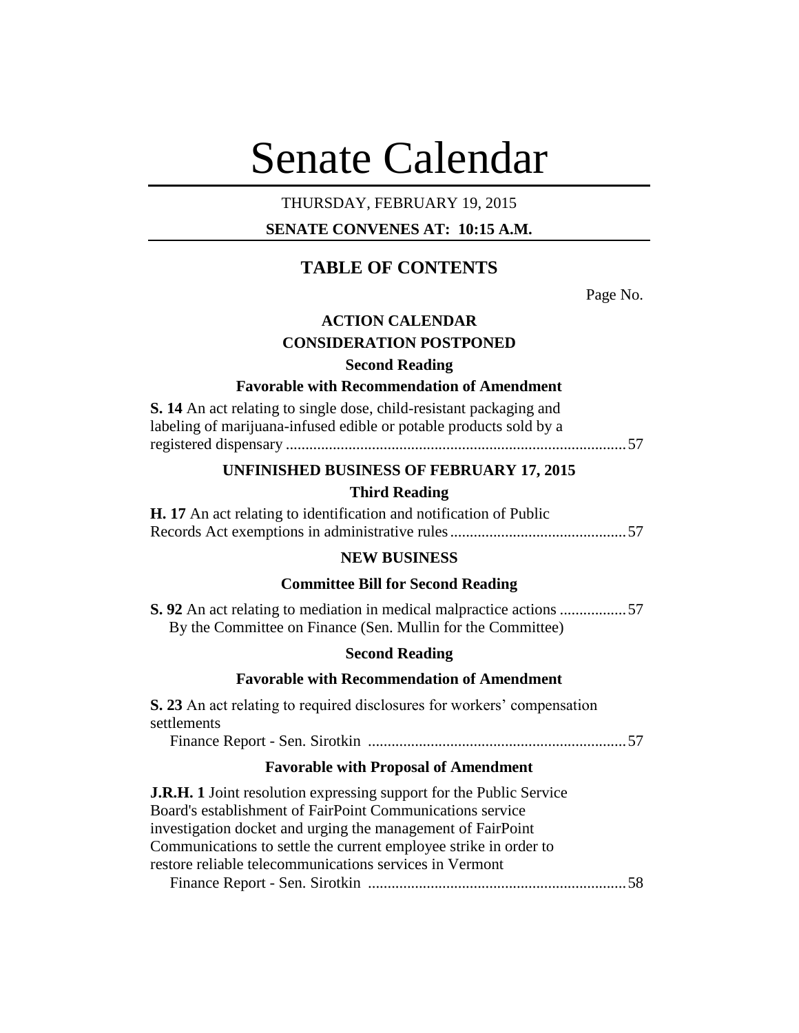# Senate Calendar

THURSDAY, FEBRUARY 19, 2015

**SENATE CONVENES AT: 10:15 A.M.**

## TABLE OF CONTENTS

Page No.

**ACTION CALENDAR**

**CONSIDERATION POSTPONED**

**Second Reading**

**Favorable with Recommendation of Amendment**

**S. 14** An act relating to single dose, child-resistant packaging and labeling of marijuana-infused edible or potable products sold by a registered dispensary ......................................................................................57

**UNFINISHED BUSINESS OF FEBRUARY 17, 2015**

**Third Reading**

**H. 17** An act relating to identification and notification of Public Records Act exemptions in administrative rules............................................57

**NEW BUSINESS**

**Committee Bill for Second Reading**

**S. 92** An act relating to mediation in medical malpractice actions .................57
By the Committee on Finance (Sen. Mullin for the Committee)

**Second Reading**

**Favorable with Recommendation of Amendment**

**S. 23** An act relating to required disclosures for workers' compensation settlements
Finance Report - Sen. Sirotkin .................................................................57

**Favorable with Proposal of Amendment**

**J.R.H. 1** Joint resolution expressing support for the Public Service Board's establishment of FairPoint Communications service investigation docket and urging the management of FairPoint Communications to settle the current employee strike in order to restore reliable telecommunications services in Vermont
Finance Report - Sen. Sirotkin .................................................................58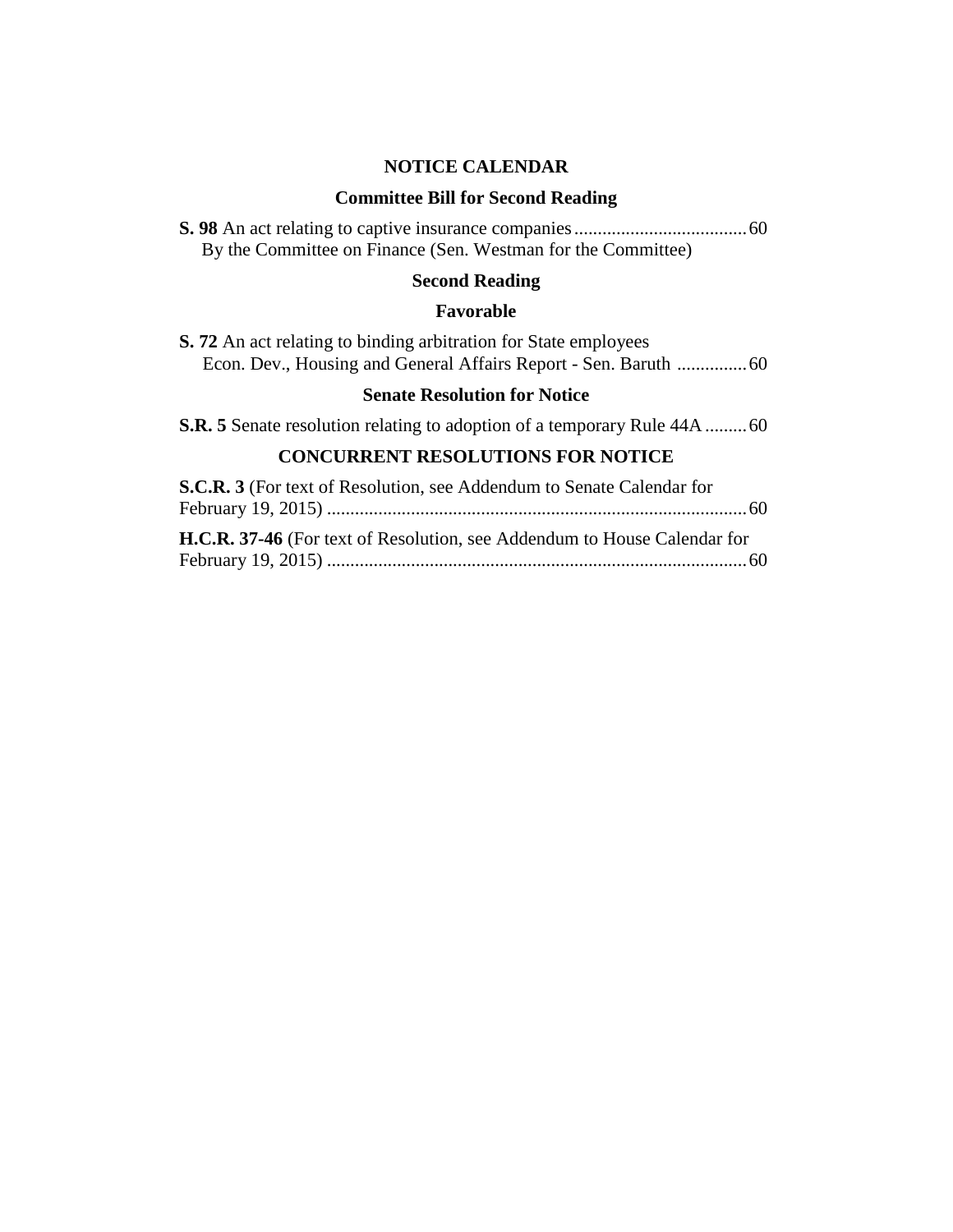## NOTICE CALENDAR

### Committee Bill for Second Reading

**S. 98** An act relating to captive insurance companies....................................60
By the Committee on Finance (Sen. Westman for the Committee)

### Second Reading

### Favorable

**S. 72** An act relating to binding arbitration for State employees
Econ. Dev., Housing and General Affairs Report - Sen. Baruth ...............60

### Senate Resolution for Notice

**S.R. 5** Senate resolution relating to adoption of a temporary Rule 44A.........60

## CONCURRENT RESOLUTIONS FOR NOTICE

**S.C.R. 3** (For text of Resolution, see Addendum to Senate Calendar for February 19, 2015) .........................................................................................60

**H.C.R. 37-46** (For text of Resolution, see Addendum to House Calendar for February 19, 2015) .........................................................................................60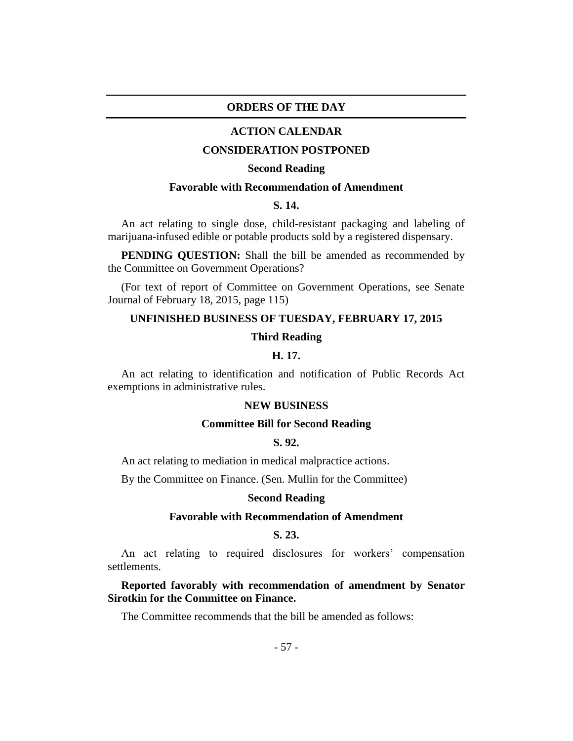# ORDERS OF THE DAY

## ACTION CALENDAR

### CONSIDERATION POSTPONED

#### Second Reading

#### Favorable with Recommendation of Amendment

**S. 14.**

An act relating to single dose, child-resistant packaging and labeling of marijuana-infused edible or potable products sold by a registered dispensary.

**PENDING QUESTION:** Shall the bill be amended as recommended by the Committee on Government Operations?

(For text of report of Committee on Government Operations, see Senate Journal of February 18, 2015, page 115)

### UNFINISHED BUSINESS OF TUESDAY, FEBRUARY 17, 2015

#### Third Reading

**H. 17.**

An act relating to identification and notification of Public Records Act exemptions in administrative rules.

### NEW BUSINESS

#### Committee Bill for Second Reading

**S. 92.**

An act relating to mediation in medical malpractice actions.

By the Committee on Finance. (Sen. Mullin for the Committee)

#### Second Reading

#### Favorable with Recommendation of Amendment

**S. 23.**

An act relating to required disclosures for workers' compensation settlements.

**Reported favorably with recommendation of amendment by Senator Sirotkin for the Committee on Finance.**

The Committee recommends that the bill be amended as follows: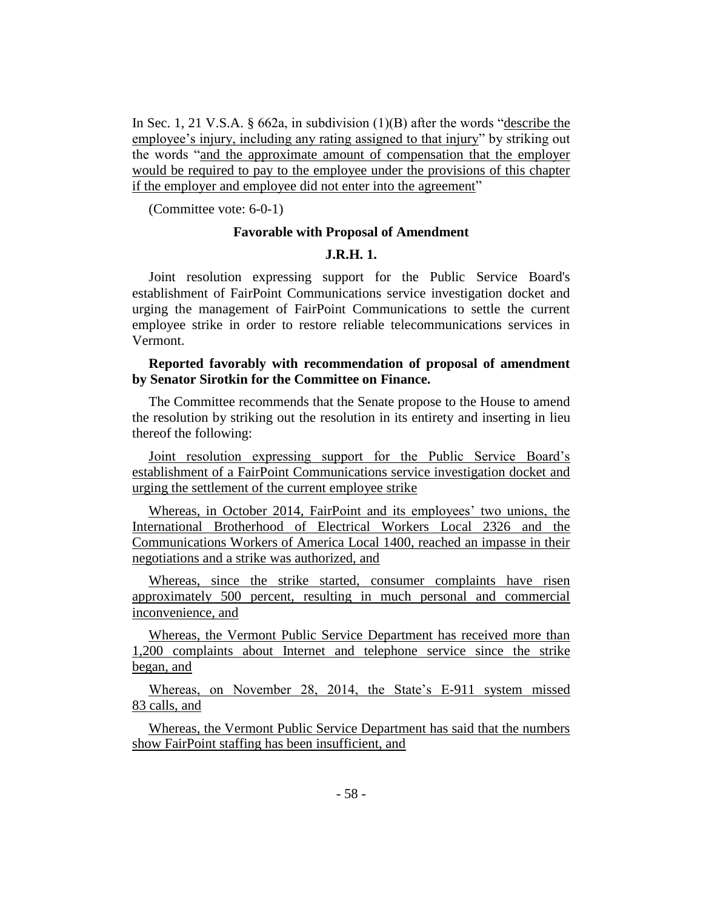In Sec. 1, 21 V.S.A. § 662a, in subdivision (1)(B) after the words "describe the employee's injury, including any rating assigned to that injury" by striking out the words "and the approximate amount of compensation that the employer would be required to pay to the employee under the provisions of this chapter if the employer and employee did not enter into the agreement"

(Committee vote: 6-0-1)

**Favorable with Proposal of Amendment**

**J.R.H. 1.**

Joint resolution expressing support for the Public Service Board's establishment of FairPoint Communications service investigation docket and urging the management of FairPoint Communications to settle the current employee strike in order to restore reliable telecommunications services in Vermont.

**Reported favorably with recommendation of proposal of amendment by Senator Sirotkin for the Committee on Finance.**

The Committee recommends that the Senate propose to the House to amend the resolution by striking out the resolution in its entirety and inserting in lieu thereof the following:

Joint resolution expressing support for the Public Service Board's establishment of a FairPoint Communications service investigation docket and urging the settlement of the current employee strike

Whereas, in October 2014, FairPoint and its employees' two unions, the International Brotherhood of Electrical Workers Local 2326 and the Communications Workers of America Local 1400, reached an impasse in their negotiations and a strike was authorized, and

Whereas, since the strike started, consumer complaints have risen approximately 500 percent, resulting in much personal and commercial inconvenience, and

Whereas, the Vermont Public Service Department has received more than 1,200 complaints about Internet and telephone service since the strike began, and

Whereas, on November 28, 2014, the State's E-911 system missed 83 calls, and

Whereas, the Vermont Public Service Department has said that the numbers show FairPoint staffing has been insufficient, and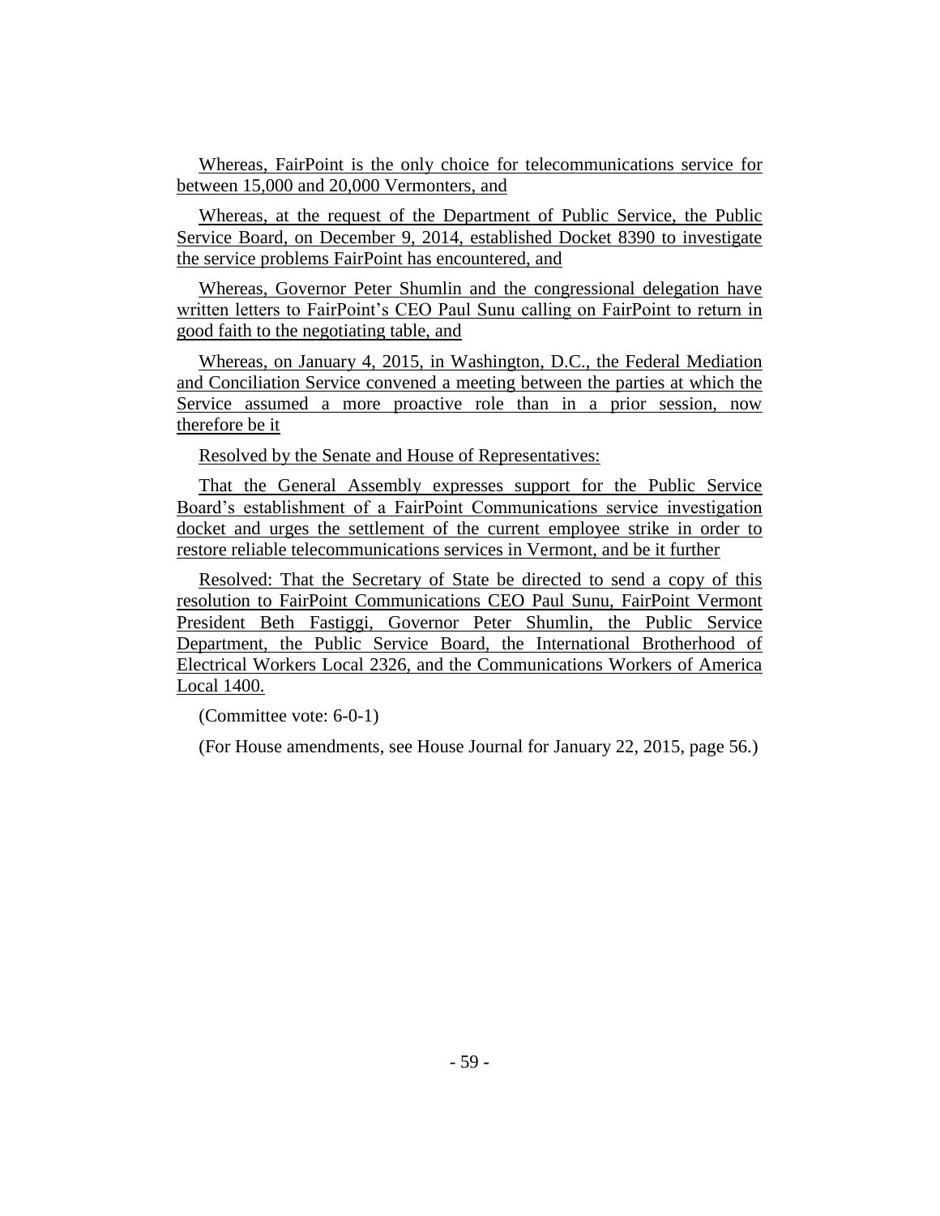Whereas, FairPoint is the only choice for telecommunications service for between 15,000 and 20,000 Vermonters, and

Whereas, at the request of the Department of Public Service, the Public Service Board, on December 9, 2014, established Docket 8390 to investigate the service problems FairPoint has encountered, and

Whereas, Governor Peter Shumlin and the congressional delegation have written letters to FairPoint's CEO Paul Sunu calling on FairPoint to return in good faith to the negotiating table, and

Whereas, on January 4, 2015, in Washington, D.C., the Federal Mediation and Conciliation Service convened a meeting between the parties at which the Service assumed a more proactive role than in a prior session, now therefore be it

Resolved by the Senate and House of Representatives:

That the General Assembly expresses support for the Public Service Board's establishment of a FairPoint Communications service investigation docket and urges the settlement of the current employee strike in order to restore reliable telecommunications services in Vermont, and be it further

Resolved: That the Secretary of State be directed to send a copy of this resolution to FairPoint Communications CEO Paul Sunu, FairPoint Vermont President Beth Fastiggi, Governor Peter Shumlin, the Public Service Department, the Public Service Board, the International Brotherhood of Electrical Workers Local 2326, and the Communications Workers of America Local 1400.

(Committee vote: 6-0-1)

(For House amendments, see House Journal for January 22, 2015, page 56.)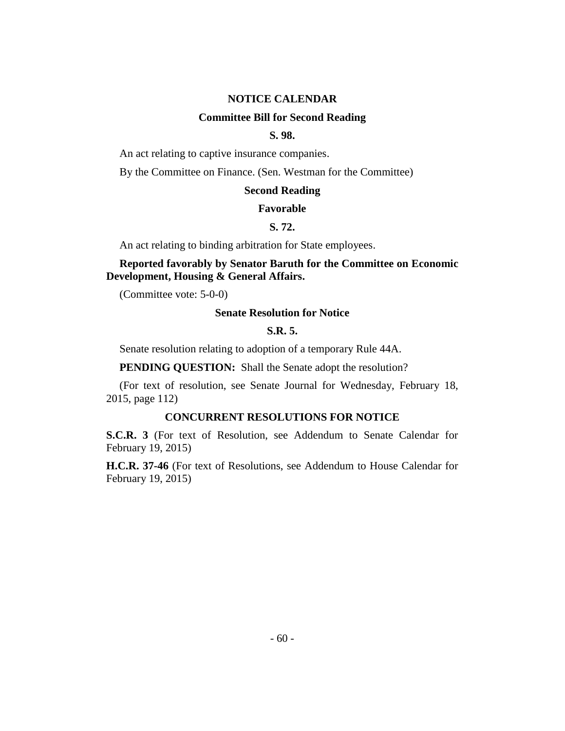## NOTICE CALENDAR

### Committee Bill for Second Reading

**S. 98.**

An act relating to captive insurance companies.

By the Committee on Finance. (Sen. Westman for the Committee)

### Second Reading

### Favorable

**S. 72.**

An act relating to binding arbitration for State employees.

**Reported favorably by Senator Baruth for the Committee on Economic Development, Housing & General Affairs.**

(Committee vote: 5-0-0)

### Senate Resolution for Notice

**S.R. 5.**

Senate resolution relating to adoption of a temporary Rule 44A.

**PENDING QUESTION:** Shall the Senate adopt the resolution?

(For text of resolution, see Senate Journal for Wednesday, February 18, 2015, page 112)

### CONCURRENT RESOLUTIONS FOR NOTICE

**S.C.R. 3** (For text of Resolution, see Addendum to Senate Calendar for February 19, 2015)

**H.C.R. 37-46** (For text of Resolutions, see Addendum to House Calendar for February 19, 2015)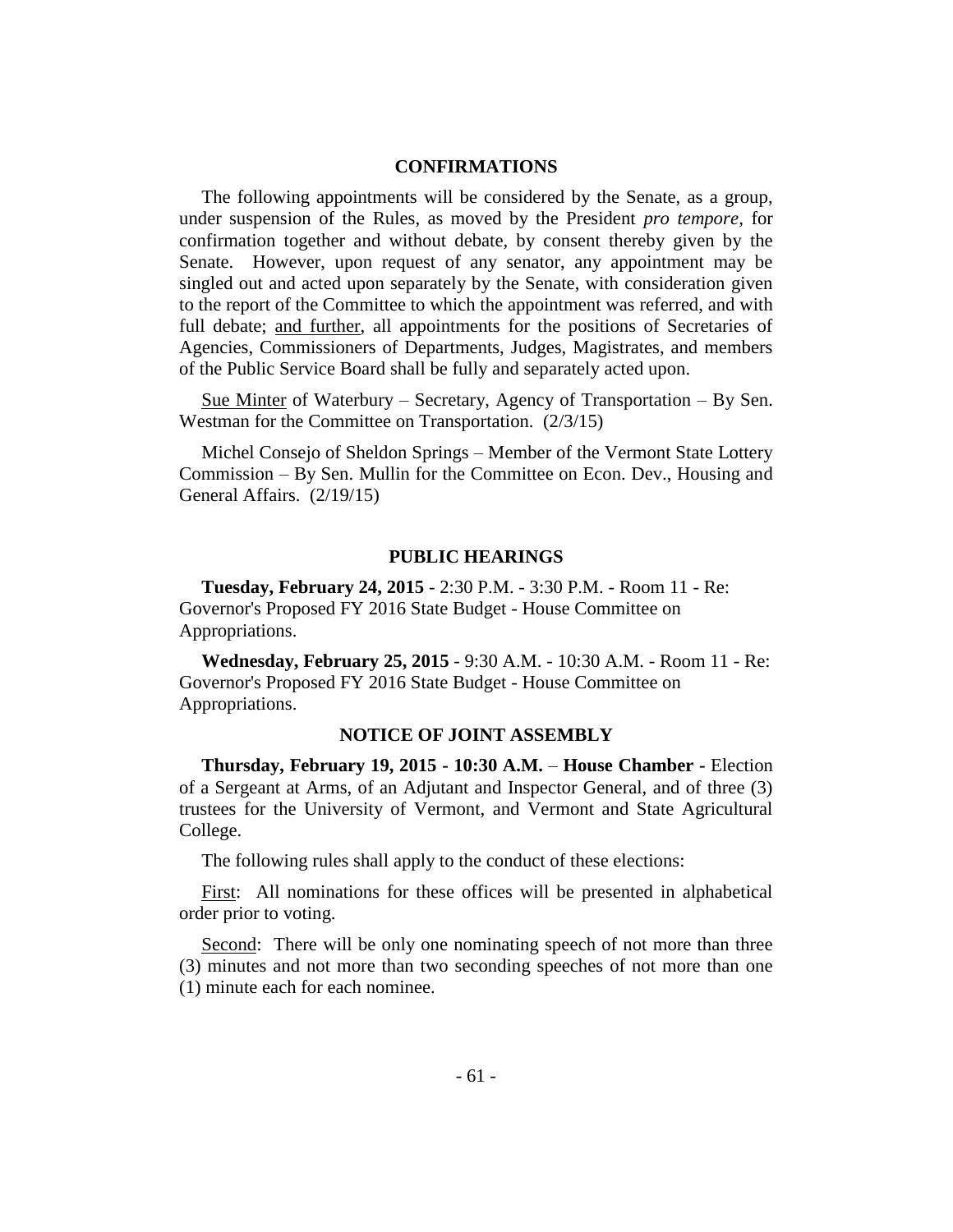## CONFIRMATIONS

The following appointments will be considered by the Senate, as a group, under suspension of the Rules, as moved by the President *pro tempore,* for confirmation together and without debate, by consent thereby given by the Senate. However, upon request of any senator, any appointment may be singled out and acted upon separately by the Senate, with consideration given to the report of the Committee to which the appointment was referred, and with full debate; <u>and further</u>, all appointments for the positions of Secretaries of Agencies, Commissioners of Departments, Judges, Magistrates, and members of the Public Service Board shall be fully and separately acted upon.

<u>Sue Minter</u> of Waterbury – Secretary, Agency of Transportation – By Sen. Westman for the Committee on Transportation. (2/3/15)

Michel Consejo of Sheldon Springs – Member of the Vermont State Lottery Commission – By Sen. Mullin for the Committee on Econ. Dev., Housing and General Affairs. (2/19/15)

## PUBLIC HEARINGS

**Tuesday, February 24, 2015** - 2:30 P.M. - 3:30 P.M. - Room 11 - Re: Governor's Proposed FY 2016 State Budget - House Committee on Appropriations.

**Wednesday, February 25, 2015** - 9:30 A.M. - 10:30 A.M. - Room 11 - Re: Governor's Proposed FY 2016 State Budget - House Committee on Appropriations.

## NOTICE OF JOINT ASSEMBLY

**Thursday, February 19, 2015 - 10:30 A.M.** – **House Chamber -** Election of a Sergeant at Arms, of an Adjutant and Inspector General, and of three (3) trustees for the University of Vermont, and Vermont and State Agricultural College.

The following rules shall apply to the conduct of these elections:

<u>First</u>: All nominations for these offices will be presented in alphabetical order prior to voting.

<u>Second</u>: There will be only one nominating speech of not more than three (3) minutes and not more than two seconding speeches of not more than one (1) minute each for each nominee.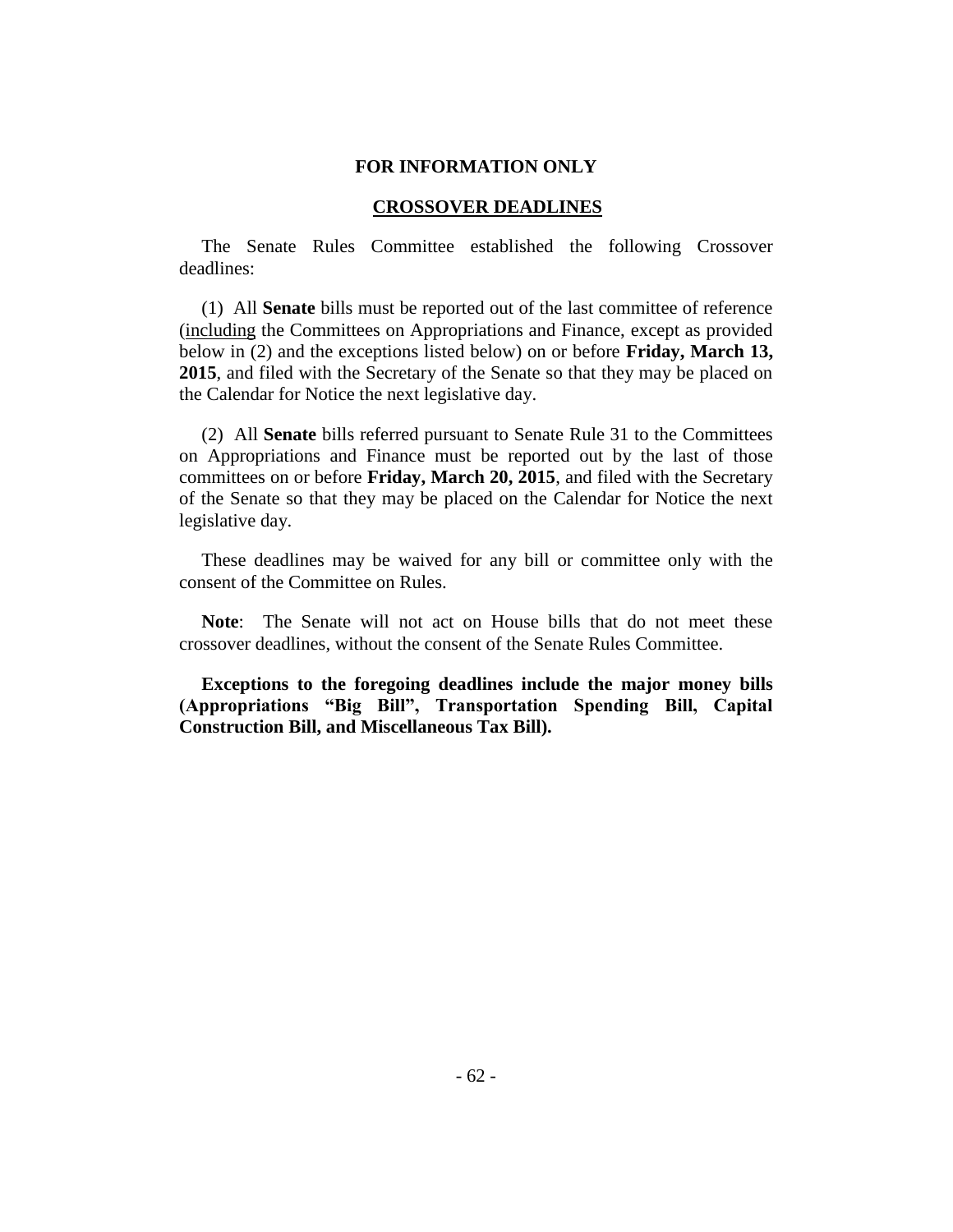**FOR INFORMATION ONLY**

**CROSSOVER DEADLINES**

The Senate Rules Committee established the following Crossover deadlines:

(1) All **Senate** bills must be reported out of the last committee of reference (including the Committees on Appropriations and Finance, except as provided below in (2) and the exceptions listed below) on or before **Friday, March 13, 2015**, and filed with the Secretary of the Senate so that they may be placed on the Calendar for Notice the next legislative day.

(2) All **Senate** bills referred pursuant to Senate Rule 31 to the Committees on Appropriations and Finance must be reported out by the last of those committees on or before **Friday, March 20, 2015**, and filed with the Secretary of the Senate so that they may be placed on the Calendar for Notice the next legislative day.

These deadlines may be waived for any bill or committee only with the consent of the Committee on Rules.

**Note**: The Senate will not act on House bills that do not meet these crossover deadlines, without the consent of the Senate Rules Committee.

**Exceptions to the foregoing deadlines include the major money bills (Appropriations "Big Bill", Transportation Spending Bill, Capital Construction Bill, and Miscellaneous Tax Bill).**